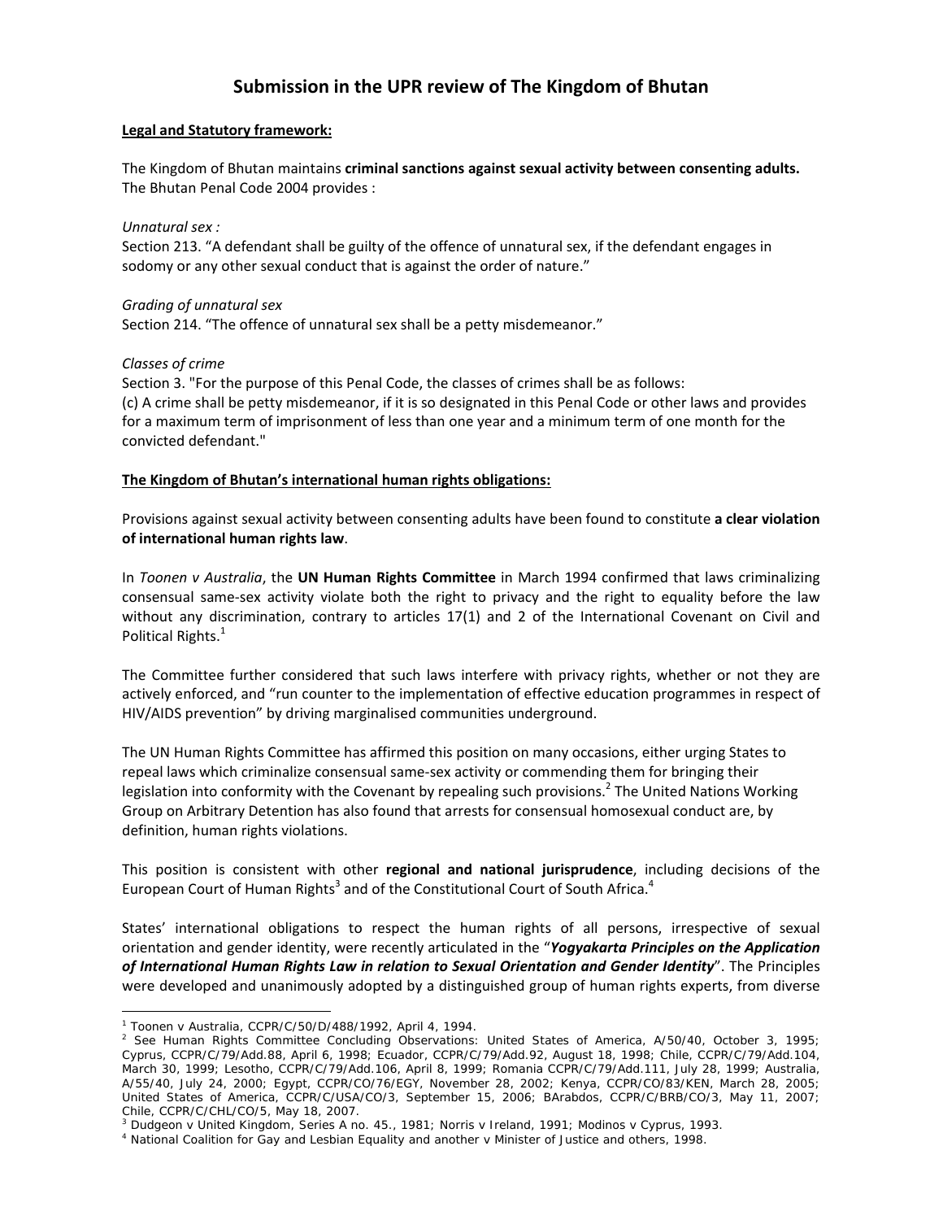# Submission in the UPR review of The Kingdom of Bhutan

**Legal and Statutory framework:**

The Kingdom of Bhutan maintains **criminal sanctions against sexual activity between consenting adults.** The Bhutan Penal Code 2004 provides :

*Unnatural sex :*
Section 213. "A defendant shall be guilty of the offence of unnatural sex, if the defendant engages in sodomy or any other sexual conduct that is against the order of nature."

*Grading of unnatural sex*
Section 214. "The offence of unnatural sex shall be a petty misdemeanor."

*Classes of crime*
Section 3. "For the purpose of this Penal Code, the classes of crimes shall be as follows:
(c) A crime shall be petty misdemeanor, if it is so designated in this Penal Code or other laws and provides for a maximum term of imprisonment of less than one year and a minimum term of one month for the convicted defendant."

**The Kingdom of Bhutan's international human rights obligations:**

Provisions against sexual activity between consenting adults have been found to constitute **a clear violation of international human rights law**.

In *Toonen v Australia*, the **UN Human Rights Committee** in March 1994 confirmed that laws criminalizing consensual same-sex activity violate both the right to privacy and the right to equality before the law without any discrimination, contrary to articles 17(1) and 2 of the International Covenant on Civil and Political Rights.[1]

The Committee further considered that such laws interfere with privacy rights, whether or not they are actively enforced, and "run counter to the implementation of effective education programmes in respect of HIV/AIDS prevention" by driving marginalised communities underground.

The UN Human Rights Committee has affirmed this position on many occasions, either urging States to repeal laws which criminalize consensual same-sex activity or commending them for bringing their legislation into conformity with the Covenant by repealing such provisions.[2] The United Nations Working Group on Arbitrary Detention has also found that arrests for consensual homosexual conduct are, by definition, human rights violations.

This position is consistent with other **regional and national jurisprudence**, including decisions of the European Court of Human Rights[3] and of the Constitutional Court of South Africa.[4]

States' international obligations to respect the human rights of all persons, irrespective of sexual orientation and gender identity, were recently articulated in the "***Yogyakarta Principles on the Application of International Human Rights Law in relation to Sexual Orientation and Gender Identity***". The Principles were developed and unanimously adopted by a distinguished group of human rights experts, from diverse

---

[1] Toonen v Australia, CCPR/C/50/D/488/1992, April 4, 1994.

[2] See Human Rights Committee Concluding Observations: United States of America, A/50/40, October 3, 1995; Cyprus, CCPR/C/79/Add.88, April 6, 1998; Ecuador, CCPR/C/79/Add.92, August 18, 1998; Chile, CCPR/C/79/Add.104, March 30, 1999; Lesotho, CCPR/C/79/Add.106, April 8, 1999; Romania CCPR/C/79/Add.111, July 28, 1999; Australia, A/55/40, July 24, 2000; Egypt, CCPR/CO/76/EGY, November 28, 2002; Kenya, CCPR/CO/83/KEN, March 28, 2005; United States of America, CCPR/C/USA/CO/3, September 15, 2006; BArabdos, CCPR/C/BRB/CO/3, May 11, 2007; Chile, CCPR/C/CHL/CO/5, May 18, 2007.

[3] Dudgeon v United Kingdom, Series A no. 45., 1981; Norris v Ireland, 1991; Modinos v Cyprus, 1993.

[4] National Coalition for Gay and Lesbian Equality and another v Minister of Justice and others, 1998.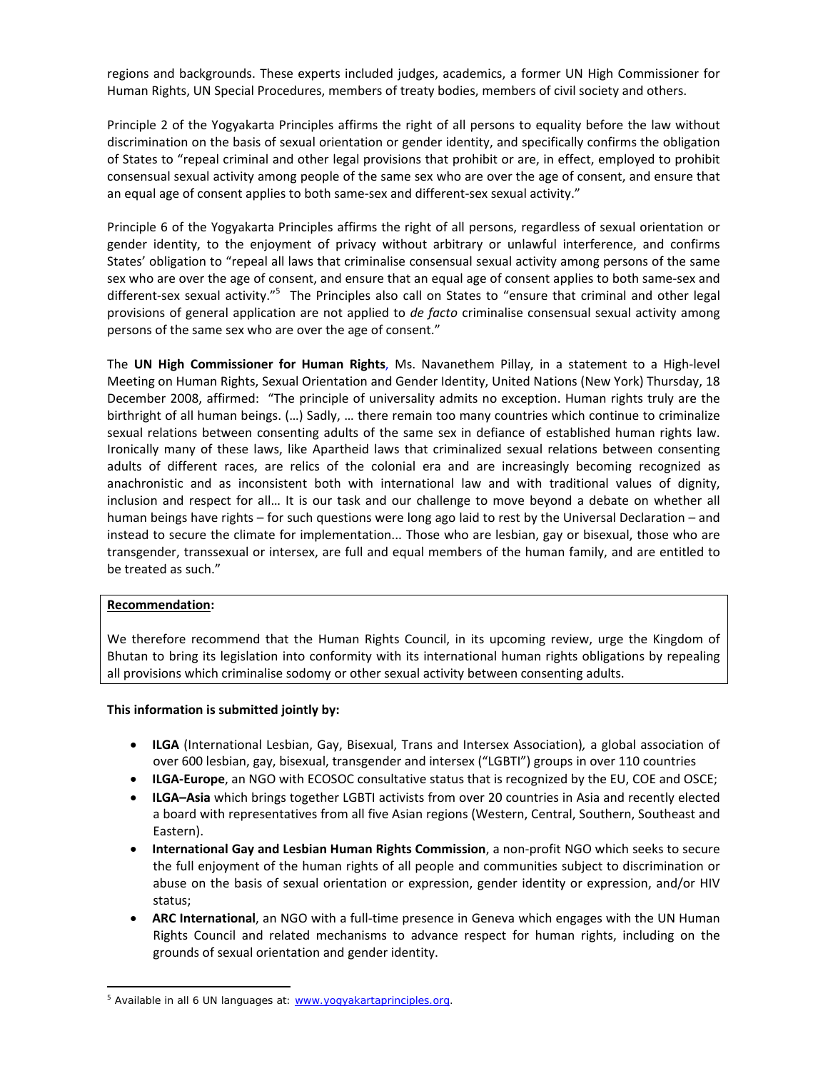regions and backgrounds. These experts included judges, academics, a former UN High Commissioner for Human Rights, UN Special Procedures, members of treaty bodies, members of civil society and others.

Principle 2 of the Yogyakarta Principles affirms the right of all persons to equality before the law without discrimination on the basis of sexual orientation or gender identity, and specifically confirms the obligation of States to "repeal criminal and other legal provisions that prohibit or are, in effect, employed to prohibit consensual sexual activity among people of the same sex who are over the age of consent, and ensure that an equal age of consent applies to both same-sex and different-sex sexual activity."

Principle 6 of the Yogyakarta Principles affirms the right of all persons, regardless of sexual orientation or gender identity, to the enjoyment of privacy without arbitrary or unlawful interference, and confirms States' obligation to "repeal all laws that criminalise consensual sexual activity among persons of the same sex who are over the age of consent, and ensure that an equal age of consent applies to both same-sex and different-sex sexual activity."[5] The Principles also call on States to "ensure that criminal and other legal provisions of general application are not applied to *de facto* criminalise consensual sexual activity among persons of the same sex who are over the age of consent."

The **UN High Commissioner for Human Rights**, Ms. Navanethem Pillay, in a statement to a High-level Meeting on Human Rights, Sexual Orientation and Gender Identity, United Nations (New York) Thursday, 18 December 2008, affirmed: "The principle of universality admits no exception. Human rights truly are the birthright of all human beings. (…) Sadly, … there remain too many countries which continue to criminalize sexual relations between consenting adults of the same sex in defiance of established human rights law. Ironically many of these laws, like Apartheid laws that criminalized sexual relations between consenting adults of different races, are relics of the colonial era and are increasingly becoming recognized as anachronistic and as inconsistent both with international law and with traditional values of dignity, inclusion and respect for all… It is our task and our challenge to move beyond a debate on whether all human beings have rights – for such questions were long ago laid to rest by the Universal Declaration – and instead to secure the climate for implementation... Those who are lesbian, gay or bisexual, those who are transgender, transsexual or intersex, are full and equal members of the human family, and are entitled to be treated as such."

**Recommendation:**

We therefore recommend that the Human Rights Council, in its upcoming review, urge the Kingdom of Bhutan to bring its legislation into conformity with its international human rights obligations by repealing all provisions which criminalise sodomy or other sexual activity between consenting adults.

**This information is submitted jointly by:**

- **ILGA** (International Lesbian, Gay, Bisexual, Trans and Intersex Association), a global association of over 600 lesbian, gay, bisexual, transgender and intersex ("LGBTI") groups in over 110 countries
- **ILGA-Europe**, an NGO with ECOSOC consultative status that is recognized by the EU, COE and OSCE;
- **ILGA–Asia** which brings together LGBTI activists from over 20 countries in Asia and recently elected a board with representatives from all five Asian regions (Western, Central, Southern, Southeast and Eastern).
- **International Gay and Lesbian Human Rights Commission**, a non-profit NGO which seeks to secure the full enjoyment of the human rights of all people and communities subject to discrimination or abuse on the basis of sexual orientation or expression, gender identity or expression, and/or HIV status;
- **ARC International**, an NGO with a full-time presence in Geneva which engages with the UN Human Rights Council and related mechanisms to advance respect for human rights, including on the grounds of sexual orientation and gender identity.

---

[5] Available in all 6 UN languages at: www.yogyakartaprinciples.org.